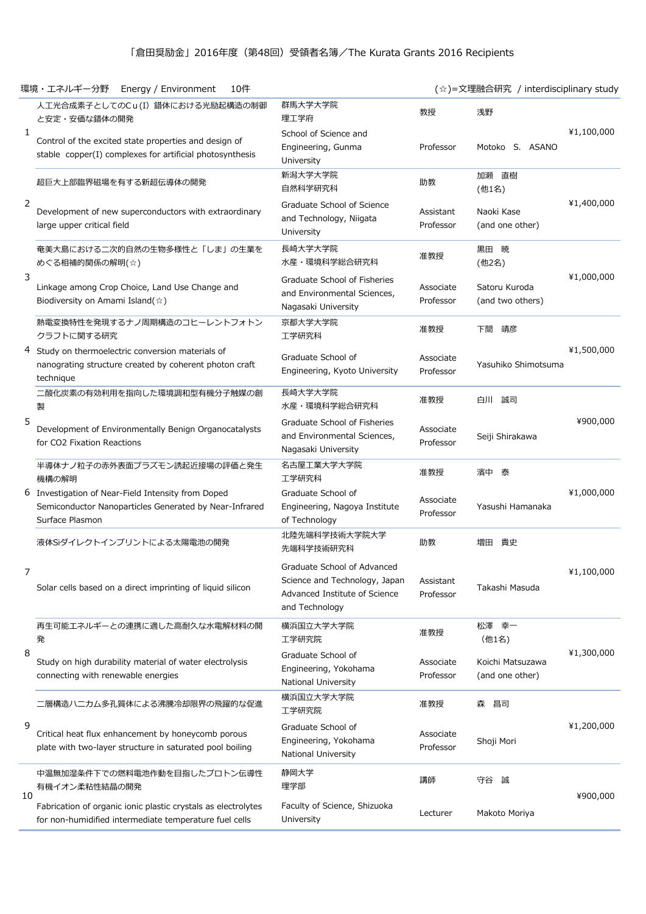# 「倉田奨励金」2016年度（第48回）受領者名簿／The Kurata Grants 2016 Recipients

環境・エネルギー分野　Energy / Environment　10件　　(☆)=文理融合研究 / interdisciplinary study

| No. | 研究題目 / Title | 所属 / Affiliation | 職位 / Position | 氏名 / Name | 金額 / Amount |
|---|---|---|---|---|---|
| 1 | 人工光合成素子としてのCｕ(I)錯体における光励起構造の制御と安定・安価な錯体の開発<br>Control of the excited state properties and design of stable copper(I) complexes for artificial photosynthesis | 群馬大学大学院 理工学府<br>School of Science and Engineering, Gunma University | 教授<br>Professor | 浅野<br>Motoko S. ASANO | ¥1,100,000 |
| 2 | 超巨大上部臨界磁場を有する新超伝導体の開発<br>Development of new superconductors with extraordinary large upper critical field | 新潟大学大学院 自然科学研究科<br>Graduate School of Science and Technology, Niigata University | 助教<br>Assistant Professor | 加瀬　直樹 (他1名)<br>Naoki Kase (and one other) | ¥1,400,000 |
| 3 | 奄美大島における二次的自然の生物多様性と「しま」の生業をめぐる相補的関係の解明(☆)<br>Linkage among Crop Choice, Land Use Change and Biodiversity on Amami Island(☆) | 長崎大学大学院 水産・環境科学総合研究科<br>Graduate School of Fisheries and Environmental Sciences, Nagasaki University | 准教授<br>Associate Professor | 黒田　暁 (他2名)<br>Satoru Kuroda (and two others) | ¥1,000,000 |
| 4 | 熱電変換特性を発現するナノ周期構造のコヒーレントフォトンクラフトに関する研究<br>Study on thermoelectric conversion materials of nanograting structure created by coherent photon craft technique | 京都大学大学院 工学研究科<br>Graduate School of Engineering, Kyoto University | 准教授<br>Associate Professor | 下間　靖彦<br>Yasuhiko Shimotsuma | ¥1,500,000 |
| 5 | 二酸化炭素の有効利用を指向した環境調和型有機分子触媒の創製<br>Development of Environmentally Benign Organocatalysts for CO2 Fixation Reactions | 長崎大学大学院 水産・環境科学総合研究科<br>Graduate School of Fisheries and Environmental Sciences, Nagasaki University | 准教授<br>Associate Professor | 白川　誠司<br>Seiji Shirakawa | ¥900,000 |
| 6 | 半導体ナノ粒子の赤外表面プラズモン誘起近接場の評価と発生機構の解明<br>Investigation of Near-Field Intensity from Doped Semiconductor Nanoparticles Generated by Near-Infrared Surface Plasmon | 名古屋工業大学大学院 工学研究科<br>Graduate School of Engineering, Nagoya Institute of Technology | 准教授<br>Associate Professor | 濱中　泰<br>Yasushi Hamanaka | ¥1,000,000 |
| 7 | 液体Siダイレクトインプリントによる太陽電池の開発<br>Solar cells based on a direct imprinting of liquid silicon | 北陸先端科学技術大学院大学 先端科学技術研究科<br>Graduate School of Advanced Science and Technology, Japan Advanced Institute of Science and Technology | 助教<br>Assistant Professor | 増田　貴史<br>Takashi Masuda | ¥1,100,000 |
| 8 | 再生可能エネルギーとの連携に適した高耐久な水電解材料の開発<br>Study on high durability material of water electrolysis connecting with renewable energies | 横浜国立大学大学院 工学研究院<br>Graduate School of Engineering, Yokohama National University | 准教授<br>Associate Professor | 松澤　幸一 (他1名)<br>Koichi Matsuzawa (and one other) | ¥1,300,000 |
| 9 | 二層構造ハニカム多孔質体による沸騰冷却限界の飛躍的な促進<br>Critical heat flux enhancement by honeycomb porous plate with two-layer structure in saturated pool boiling | 横浜国立大学大学院 工学研究院<br>Graduate School of Engineering, Yokohama National University | 准教授<br>Associate Professor | 森　昌司<br>Shoji Mori | ¥1,200,000 |
| 10 | 中温無加湿条件下での燃料電池作動を目指したプロトン伝導性有機イオン柔粘性結晶の開発<br>Fabrication of organic ionic plastic crystals as electrolytes for non-humidified intermediate temperature fuel cells | 静岡大学 理学部<br>Faculty of Science, Shizuoka University | 講師<br>Lecturer | 守谷　誠<br>Makoto Moriya | ¥900,000 |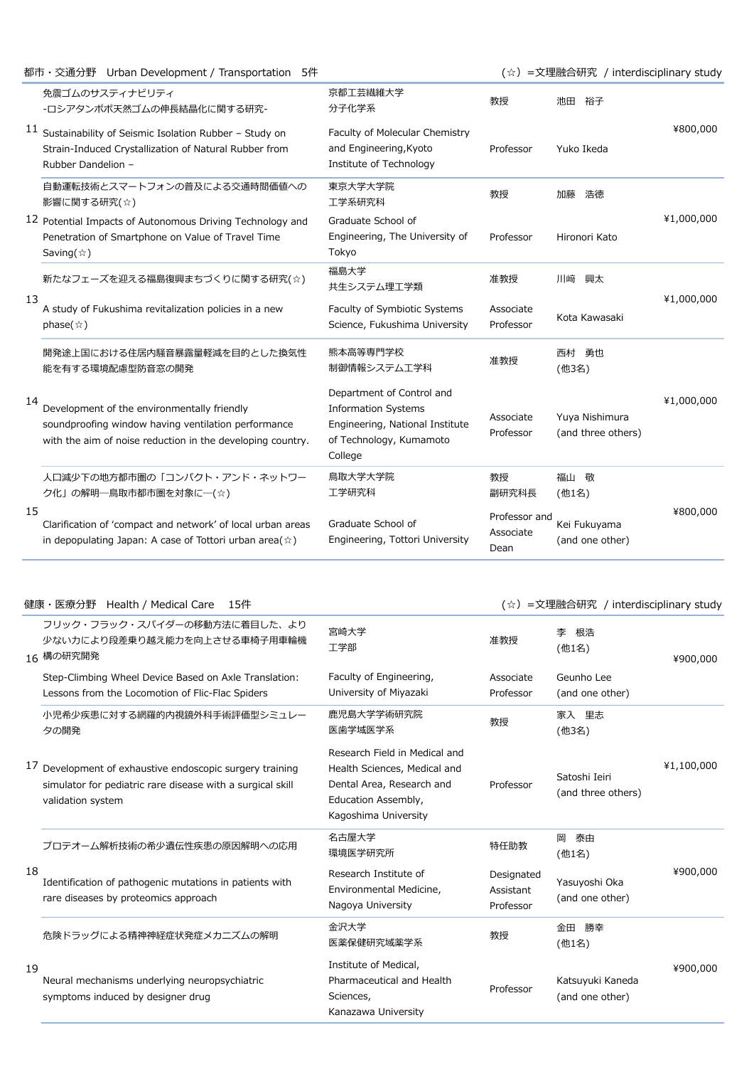都市・交通分野　Urban Development / Transportation　5件　　（☆）=文理融合研究 / interdisciplinary study

| No. | 研究テーマ / Research Theme | 所属 / Affiliation | 役職 / Position | 氏名 / Name | 金額 / Amount |
|---|---|---|---|---|---|
| 11 | 免震ゴムのサスティナビリティ -ロシアタンポポ天然ゴムの伸長結晶化に関する研究- <br> Sustainability of Seismic Isolation Rubber – Study on Strain-Induced Crystallization of Natural Rubber from Rubber Dandelion – | 京都工芸繊維大学 分子化学系 <br> Faculty of Molecular Chemistry and Engineering,Kyoto Institute of Technology | 教授 <br> Professor | 池田　裕子 <br> Yuko Ikeda | ¥800,000 |
| 12 | 自動運転技術とスマートフォンの普及による交通時間価値への影響に関する研究(☆) <br> Potential Impacts of Autonomous Driving Technology and Penetration of Smartphone on Value of Travel Time Saving(☆) | 東京大学大学院 工学系研究科 <br> Graduate School of Engineering, The University of Tokyo | 教授 <br> Professor | 加藤　浩徳 <br> Hironori Kato | ¥1,000,000 |
| 13 | 新たなフェーズを迎える福島復興まちづくりに関する研究(☆) <br> A study of Fukushima revitalization policies in a new phase(☆) | 福島大学 共生システム理工学類 <br> Faculty of Symbiotic Systems Science, Fukushima University | 准教授 <br> Associate Professor | 川﨑　興太 <br> Kota Kawasaki | ¥1,000,000 |
| 14 | 開発途上国における住居内騒音暴露量軽減を目的とした換気性能を有する環境配慮型防音窓の開発 <br> Development of the environmentally friendly soundproofing window having ventilation performance with the aim of noise reduction in the developing country. | 熊本高等専門学校 制御情報システム工学科 <br> Department of Control and Information Systems Engineering, National Institute of Technology, Kumamoto College | 准教授 <br> Associate Professor | 西村　勇也 (他3名) <br> Yuya Nishimura (and three others) | ¥1,000,000 |
| 15 | 人口減少下の地方都市圏の「コンパクト・アンド・ネットワーク化」の解明―鳥取市都市圏を対象に―(☆) <br> Clarification of 'compact and network' of local urban areas in depopulating Japan: A case of Tottori urban area(☆) | 鳥取大学大学院 工学研究科 <br> Graduate School of Engineering, Tottori University | 教授 副研究科長 <br> Professor and Associate Dean | 福山　敬 (他1名) <br> Kei Fukuyama (and one other) | ¥800,000 |

健康・医療分野　Health / Medical Care　15件　　（☆）=文理融合研究 / interdisciplinary study

| No. | 研究テーマ / Research Theme | 所属 / Affiliation | 役職 / Position | 氏名 / Name | 金額 / Amount |
|---|---|---|---|---|---|
| 16 | フリック・フラック・スパイダーの移動方法に着目した、より少ない力により段差乗り越え能力を向上させる車椅子用車輪機構の研究開発 <br> Step-Climbing Wheel Device Based on Axle Translation: Lessons from the Locomotion of Flic-Flac Spiders | 宮崎大学 工学部 <br> Faculty of Engineering, University of Miyazaki | 准教授 <br> Associate Professor | 李　根浩 (他1名) <br> Geunho Lee (and one other) | ¥900,000 |
| 17 | 小児希少疾患に対する網羅的内視鏡外科手術評価型シミュレータの開発 <br> Development of exhaustive endoscopic surgery training simulator for pediatric rare disease with a surgical skill validation system | 鹿児島大学学術研究院 医歯学域医学系 <br> Research Field in Medical and Health Sciences, Medical and Dental Area, Research and Education Assembly, Kagoshima University | 教授 <br> Professor | 家入　里志 (他3名) <br> Satoshi Ieiri (and three others) | ¥1,100,000 |
| 18 | プロテオーム解析技術の希少遺伝性疾患の原因解明への応用 <br> Identification of pathogenic mutations in patients with rare diseases by proteomics approach | 名古屋大学 環境医学研究所 <br> Research Institute of Environmental Medicine, Nagoya University | 特任助教 <br> Designated Assistant Professor | 岡　泰由 (他1名) <br> Yasuyoshi Oka (and one other) | ¥900,000 |
| 19 | 危険ドラッグによる精神神経症状発症メカニズムの解明 <br> Neural mechanisms underlying neuropsychiatric symptoms induced by designer drug | 金沢大学 医薬保健研究域薬学系 <br> Institute of Medical, Pharmaceutical and Health Sciences, Kanazawa University | 教授 <br> Professor | 金田　勝幸 (他1名) <br> Katsuyuki Kaneda (and one other) | ¥900,000 |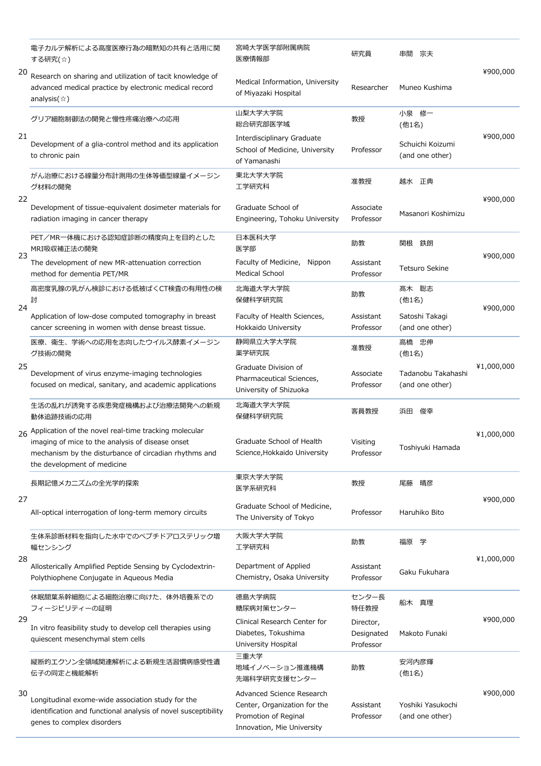| | | | | | |
|---|---|---|---|---|---|
| 20 | 電子カルテ解析による高度医療行為の暗黙知の共有と活用に関する研究(☆)<br>Research on sharing and utilization of tacit knowledge of advanced medical practice by electronic medical record analysis(☆) | 宮崎大学医学部附属病院<br>医療情報部<br>Medical Information, University of Miyazaki Hospital | 研究員<br>Researcher | 串間　宗夫<br>Muneo Kushima | ¥900,000 |
| 21 | グリア細胞制御法の開発と慢性疼痛治療への応用<br>Development of a glia-control method and its application to chronic pain | 山梨大学大学院<br>総合研究部医学域<br>Interdisciplinary Graduate School of Medicine, University of Yamanashi | 教授<br>Professor | 小泉　修一<br>(他1名)<br>Schuichi Koizumi<br>(and one other) | ¥900,000 |
| 22 | がん治療における線量分布計測用の生体等価型線量イメージング材料の開発<br>Development of tissue-equivalent dosimeter materials for radiation imaging in cancer therapy | 東北大学大学院<br>工学研究科<br>Graduate School of Engineering, Tohoku University | 准教授<br>Associate Professor | 越水　正典<br>Masanori Koshimizu | ¥900,000 |
| 23 | PET／MR一体機における認知症診断の精度向上を目的としたMRI吸収補正法の開発<br>The development of new MR-attenuation correction method for dementia PET/MR | 日本医科大学<br>医学部<br>Faculty of Medicine, Nippon Medical School | 助教<br>Assistant Professor | 関根　鉄朗<br>Tetsuro Sekine | ¥900,000 |
| 24 | 高密度乳腺の乳がん検診における低被ばくCT検査の有用性の検討<br>Application of low-dose computed tomography in breast cancer screening in women with dense breast tissue. | 北海道大学大学院<br>保健科学研究院<br>Faculty of Health Sciences, Hokkaido University | 助教<br>Assistant Professor | 髙木　聡志<br>(他1名)<br>Satoshi Takagi<br>(and one other) | ¥900,000 |
| 25 | 医療、衛生、学術への応用を志向したウイルス酵素イメージング技術の開発<br>Development of virus enzyme-imaging technologies focused on medical, sanitary, and academic applications | 静岡県立大学大学院<br>薬学研究院<br>Graduate Division of Pharmaceutical Sciences, University of Shizuoka | 准教授<br>Associate Professor | 高橋　忠伸<br>(他1名)<br>Tadanobu Takahashi<br>(and one other) | ¥1,000,000 |
| 26 | 生活の乱れが誘発する疾患発症機構および治療法開発への新規動体追跡技術の応用<br>Application of the novel real-time tracking molecular imaging of mice to the analysis of disease onset mechanism by the disturbance of circadian rhythms and the development of medicine | 北海道大学大学院<br>保健科学研究院<br>Graduate School of Health Science,Hokkaido University | 客員教授<br>Visiting Professor | 浜田　俊幸<br>Toshiyuki Hamada | ¥1,000,000 |
| 27 | 長期記憶メカニズムの全光学的探索<br>All-optical interrogation of long-term memory circuits | 東京大学大学院<br>医学系研究科<br>Graduate School of Medicine, The University of Tokyo | 教授<br>Professor | 尾藤　晴彦<br>Haruhiko Bito | ¥900,000 |
| 28 | 生体系診断材料を指向した水中でのペプチドアロステリック増幅センシング<br>Allosterically Amplified Peptide Sensing by Cyclodextrin-Polythiophene Conjugate in Aqueous Media | 大阪大学大学院<br>工学研究科<br>Department of Applied Chemistry, Osaka University | 助教<br>Assistant Professor | 福原　学<br>Gaku Fukuhara | ¥1,000,000 |
| 29 | 休眠間葉系幹細胞による細胞治療に向けた、体外培養系でのフィージビリティーの証明<br>In vitro feasibility study to develop cell therapies using quiescent mesenchymal stem cells | 徳島大学病院<br>糖尿病対策センター<br>Clinical Research Center for Diabetes, Tokushima University Hospital | センター長<br>特任教授<br>Director, Designated Professor | 船木　真理<br>Makoto Funaki | ¥900,000 |
| 30 | 縦断的エクソン全領域関連解析による新規生活習慣病感受性遺伝子の同定と機能解析<br>Longitudinal exome-wide association study for the identification and functional analysis of novel susceptibility genes to complex disorders | 三重大学<br>地域イノベーション推進機構<br>先端科学研究支援センター<br>Advanced Science Research Center, Organization for the Promotion of Regional Innovation, Mie University | 助教<br>Assistant Professor | 安河内彦輝<br>(他1名)<br>Yoshiki Yasukochi<br>(and one other) | ¥900,000 |